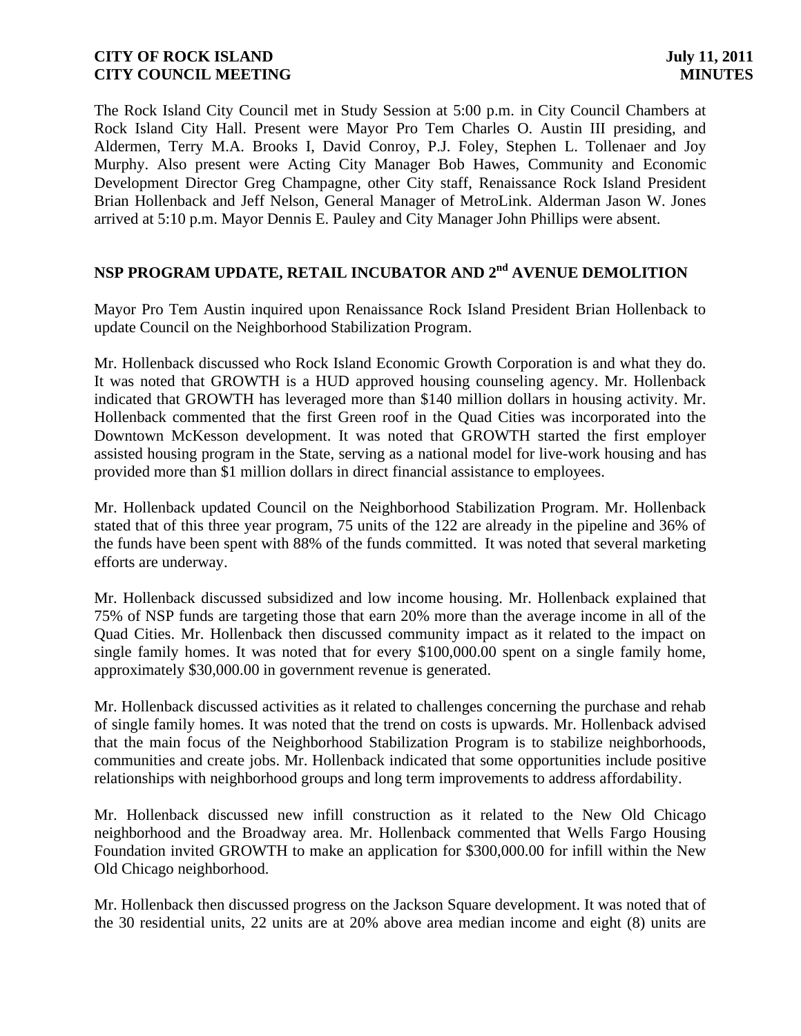The Rock Island City Council met in Study Session at 5:00 p.m. in City Council Chambers at Rock Island City Hall. Present were Mayor Pro Tem Charles O. Austin III presiding, and Aldermen, Terry M.A. Brooks I, David Conroy, P.J. Foley, Stephen L. Tollenaer and Joy Murphy. Also present were Acting City Manager Bob Hawes, Community and Economic Development Director Greg Champagne, other City staff, Renaissance Rock Island President Brian Hollenback and Jeff Nelson, General Manager of MetroLink. Alderman Jason W. Jones arrived at 5:10 p.m. Mayor Dennis E. Pauley and City Manager John Phillips were absent.

## NSP PROGRAM UPDATE, RETAIL INCUBATOR AND 2nd AVENUE DEMOLITION

Mayor Pro Tem Austin inquired upon Renaissance Rock Island President Brian Hollenback to update Council on the Neighborhood Stabilization Program.

Mr. Hollenback discussed who Rock Island Economic Growth Corporation is and what they do. It was noted that GROWTH is a HUD approved housing counseling agency. Mr. Hollenback indicated that GROWTH has leveraged more than $140 million dollars in housing activity. Mr. Hollenback commented that the first Green roof in the Quad Cities was incorporated into the Downtown McKesson development. It was noted that GROWTH started the first employer assisted housing program in the State, serving as a national model for live-work housing and has provided more than $1 million dollars in direct financial assistance to employees.

Mr. Hollenback updated Council on the Neighborhood Stabilization Program. Mr. Hollenback stated that of this three year program, 75 units of the 122 are already in the pipeline and 36% of the funds have been spent with 88% of the funds committed. It was noted that several marketing efforts are underway.

Mr. Hollenback discussed subsidized and low income housing. Mr. Hollenback explained that 75% of NSP funds are targeting those that earn 20% more than the average income in all of the Quad Cities. Mr. Hollenback then discussed community impact as it related to the impact on single family homes. It was noted that for every $100,000.00 spent on a single family home, approximately $30,000.00 in government revenue is generated.

Mr. Hollenback discussed activities as it related to challenges concerning the purchase and rehab of single family homes. It was noted that the trend on costs is upwards. Mr. Hollenback advised that the main focus of the Neighborhood Stabilization Program is to stabilize neighborhoods, communities and create jobs. Mr. Hollenback indicated that some opportunities include positive relationships with neighborhood groups and long term improvements to address affordability.

Mr. Hollenback discussed new infill construction as it related to the New Old Chicago neighborhood and the Broadway area. Mr. Hollenback commented that Wells Fargo Housing Foundation invited GROWTH to make an application for $300,000.00 for infill within the New Old Chicago neighborhood.

Mr. Hollenback then discussed progress on the Jackson Square development. It was noted that of the 30 residential units, 22 units are at 20% above area median income and eight (8) units are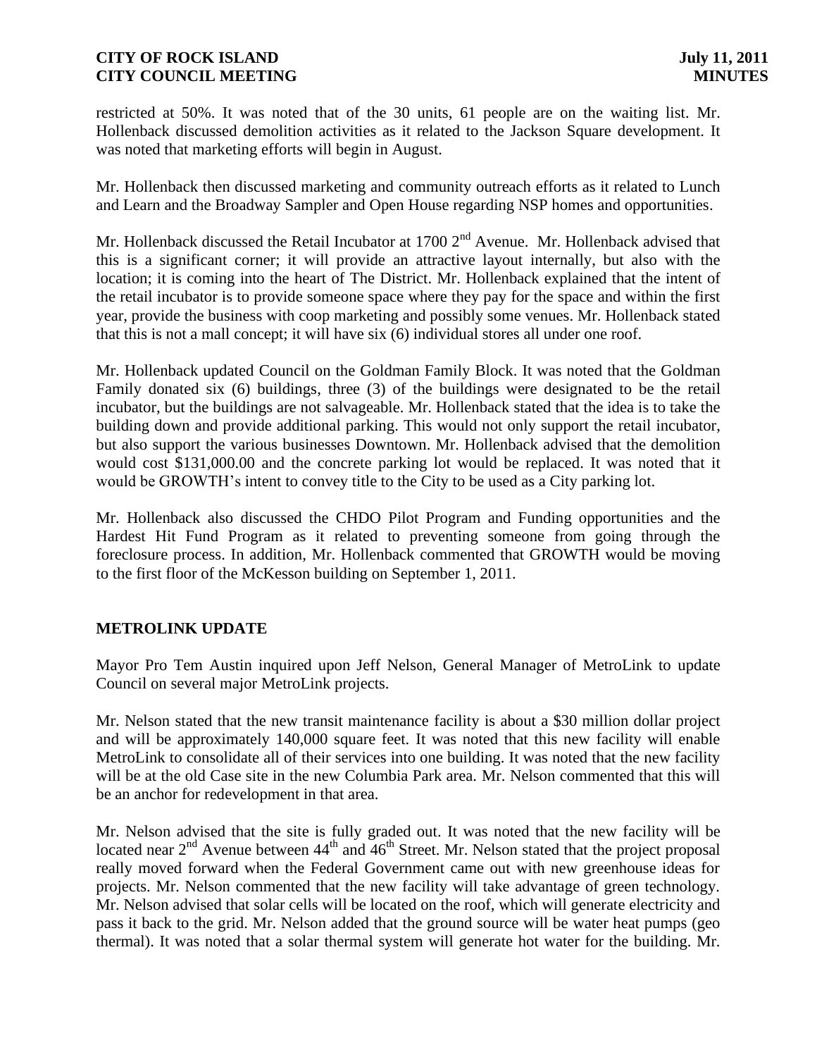restricted at 50%. It was noted that of the 30 units, 61 people are on the waiting list. Mr. Hollenback discussed demolition activities as it related to the Jackson Square development. It was noted that marketing efforts will begin in August.

Mr. Hollenback then discussed marketing and community outreach efforts as it related to Lunch and Learn and the Broadway Sampler and Open House regarding NSP homes and opportunities.

Mr. Hollenback discussed the Retail Incubator at 1700 2nd Avenue. Mr. Hollenback advised that this is a significant corner; it will provide an attractive layout internally, but also with the location; it is coming into the heart of The District. Mr. Hollenback explained that the intent of the retail incubator is to provide someone space where they pay for the space and within the first year, provide the business with coop marketing and possibly some venues. Mr. Hollenback stated that this is not a mall concept; it will have six (6) individual stores all under one roof.

Mr. Hollenback updated Council on the Goldman Family Block. It was noted that the Goldman Family donated six (6) buildings, three (3) of the buildings were designated to be the retail incubator, but the buildings are not salvageable. Mr. Hollenback stated that the idea is to take the building down and provide additional parking. This would not only support the retail incubator, but also support the various businesses Downtown. Mr. Hollenback advised that the demolition would cost $131,000.00 and the concrete parking lot would be replaced. It was noted that it would be GROWTH's intent to convey title to the City to be used as a City parking lot.

Mr. Hollenback also discussed the CHDO Pilot Program and Funding opportunities and the Hardest Hit Fund Program as it related to preventing someone from going through the foreclosure process. In addition, Mr. Hollenback commented that GROWTH would be moving to the first floor of the McKesson building on September 1, 2011.

## METROLINK UPDATE

Mayor Pro Tem Austin inquired upon Jeff Nelson, General Manager of MetroLink to update Council on several major MetroLink projects.

Mr. Nelson stated that the new transit maintenance facility is about a $30 million dollar project and will be approximately 140,000 square feet. It was noted that this new facility will enable MetroLink to consolidate all of their services into one building. It was noted that the new facility will be at the old Case site in the new Columbia Park area. Mr. Nelson commented that this will be an anchor for redevelopment in that area.

Mr. Nelson advised that the site is fully graded out. It was noted that the new facility will be located near 2nd Avenue between 44th and 46th Street. Mr. Nelson stated that the project proposal really moved forward when the Federal Government came out with new greenhouse ideas for projects. Mr. Nelson commented that the new facility will take advantage of green technology. Mr. Nelson advised that solar cells will be located on the roof, which will generate electricity and pass it back to the grid. Mr. Nelson added that the ground source will be water heat pumps (geo thermal). It was noted that a solar thermal system will generate hot water for the building. Mr.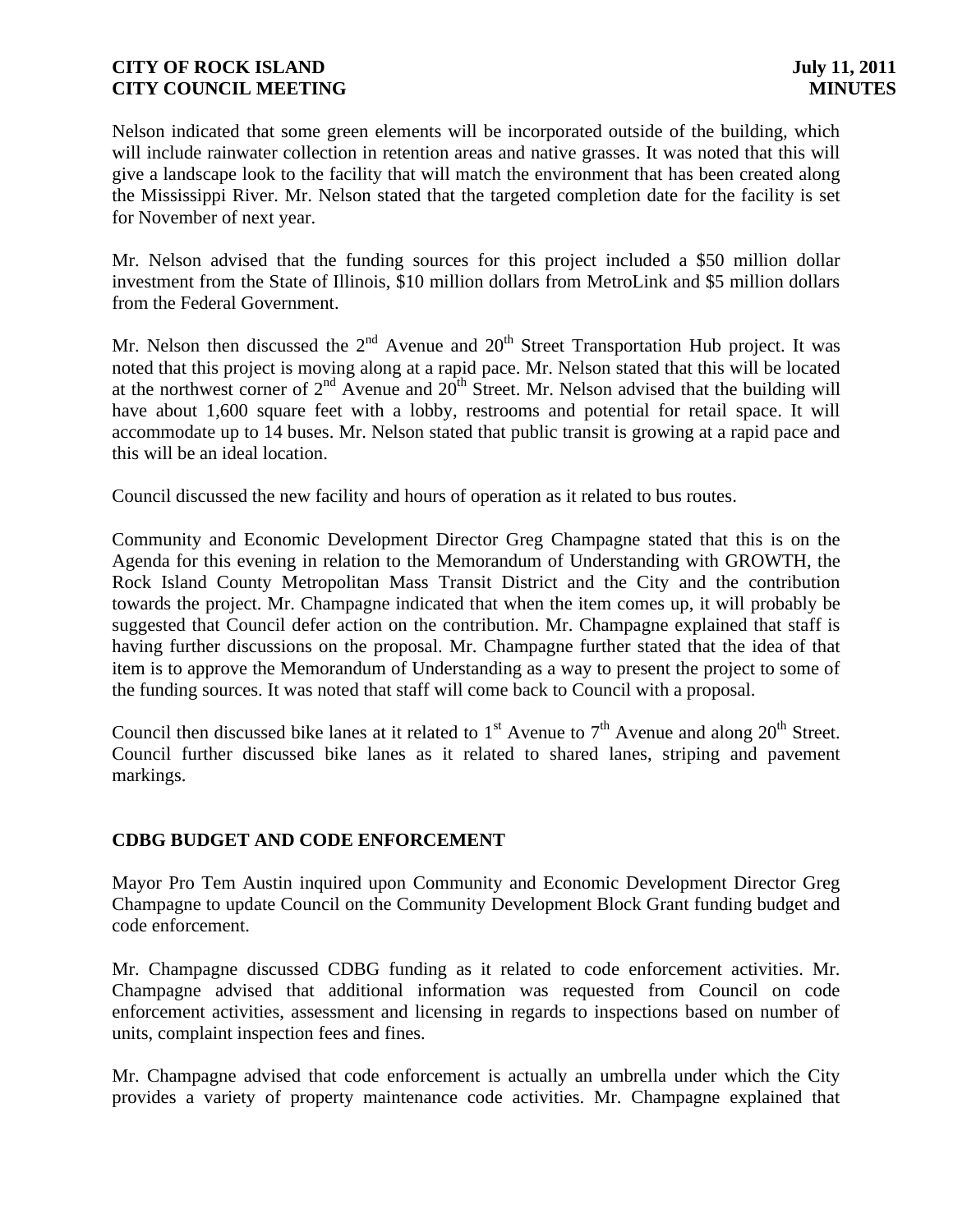Nelson indicated that some green elements will be incorporated outside of the building, which will include rainwater collection in retention areas and native grasses. It was noted that this will give a landscape look to the facility that will match the environment that has been created along the Mississippi River. Mr. Nelson stated that the targeted completion date for the facility is set for November of next year.

Mr. Nelson advised that the funding sources for this project included a $50 million dollar investment from the State of Illinois, $10 million dollars from MetroLink and $5 million dollars from the Federal Government.

Mr. Nelson then discussed the 2nd Avenue and 20th Street Transportation Hub project. It was noted that this project is moving along at a rapid pace. Mr. Nelson stated that this will be located at the northwest corner of 2nd Avenue and 20th Street. Mr. Nelson advised that the building will have about 1,600 square feet with a lobby, restrooms and potential for retail space. It will accommodate up to 14 buses. Mr. Nelson stated that public transit is growing at a rapid pace and this will be an ideal location.

Council discussed the new facility and hours of operation as it related to bus routes.

Community and Economic Development Director Greg Champagne stated that this is on the Agenda for this evening in relation to the Memorandum of Understanding with GROWTH, the Rock Island County Metropolitan Mass Transit District and the City and the contribution towards the project. Mr. Champagne indicated that when the item comes up, it will probably be suggested that Council defer action on the contribution. Mr. Champagne explained that staff is having further discussions on the proposal. Mr. Champagne further stated that the idea of that item is to approve the Memorandum of Understanding as a way to present the project to some of the funding sources. It was noted that staff will come back to Council with a proposal.

Council then discussed bike lanes at it related to 1st Avenue to 7th Avenue and along 20th Street. Council further discussed bike lanes as it related to shared lanes, striping and pavement markings.

## CDBG BUDGET AND CODE ENFORCEMENT

Mayor Pro Tem Austin inquired upon Community and Economic Development Director Greg Champagne to update Council on the Community Development Block Grant funding budget and code enforcement.

Mr. Champagne discussed CDBG funding as it related to code enforcement activities. Mr. Champagne advised that additional information was requested from Council on code enforcement activities, assessment and licensing in regards to inspections based on number of units, complaint inspection fees and fines.

Mr. Champagne advised that code enforcement is actually an umbrella under which the City provides a variety of property maintenance code activities. Mr. Champagne explained that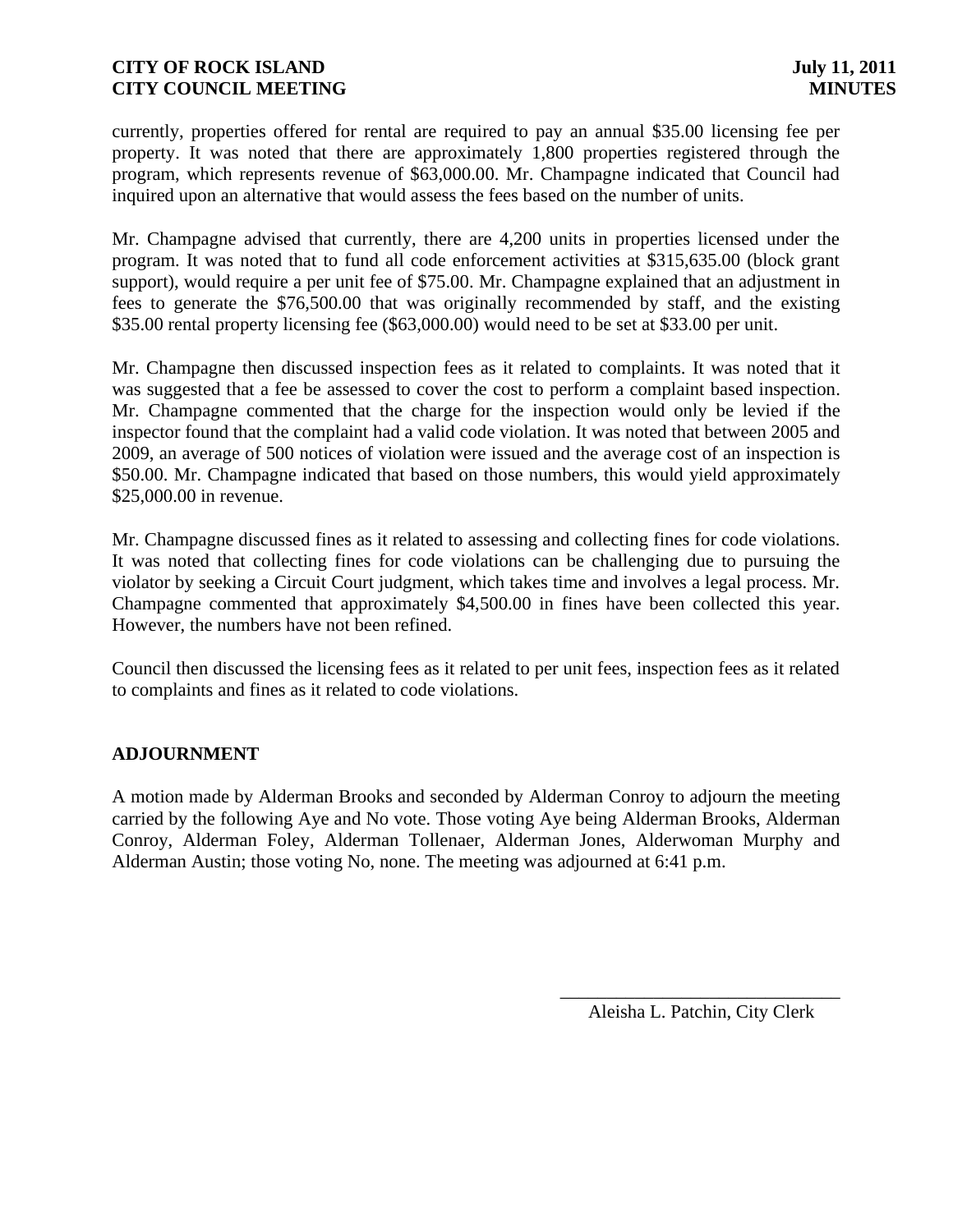currently, properties offered for rental are required to pay an annual $35.00 licensing fee per property. It was noted that there are approximately 1,800 properties registered through the program, which represents revenue of $63,000.00. Mr. Champagne indicated that Council had inquired upon an alternative that would assess the fees based on the number of units.

Mr. Champagne advised that currently, there are 4,200 units in properties licensed under the program. It was noted that to fund all code enforcement activities at $315,635.00 (block grant support), would require a per unit fee of $75.00. Mr. Champagne explained that an adjustment in fees to generate the $76,500.00 that was originally recommended by staff, and the existing $35.00 rental property licensing fee ($63,000.00) would need to be set at $33.00 per unit.

Mr. Champagne then discussed inspection fees as it related to complaints. It was noted that it was suggested that a fee be assessed to cover the cost to perform a complaint based inspection. Mr. Champagne commented that the charge for the inspection would only be levied if the inspector found that the complaint had a valid code violation. It was noted that between 2005 and 2009, an average of 500 notices of violation were issued and the average cost of an inspection is $50.00. Mr. Champagne indicated that based on those numbers, this would yield approximately $25,000.00 in revenue.

Mr. Champagne discussed fines as it related to assessing and collecting fines for code violations. It was noted that collecting fines for code violations can be challenging due to pursuing the violator by seeking a Circuit Court judgment, which takes time and involves a legal process. Mr. Champagne commented that approximately $4,500.00 in fines have been collected this year. However, the numbers have not been refined.

Council then discussed the licensing fees as it related to per unit fees, inspection fees as it related to complaints and fines as it related to code violations.

**ADJOURNMENT**

A motion made by Alderman Brooks and seconded by Alderman Conroy to adjourn the meeting carried by the following Aye and No vote. Those voting Aye being Alderman Brooks, Alderman Conroy, Alderman Foley, Alderman Tollenaer, Alderman Jones, Alderwoman Murphy and Alderman Austin; those voting No, none. The meeting was adjourned at 6:41 p.m.

\_\_\_\_\_\_\_\_\_\_\_\_\_\_\_\_\_\_\_\_\_\_\_\_\_\_\_\_\_\_
Aleisha L. Patchin, City Clerk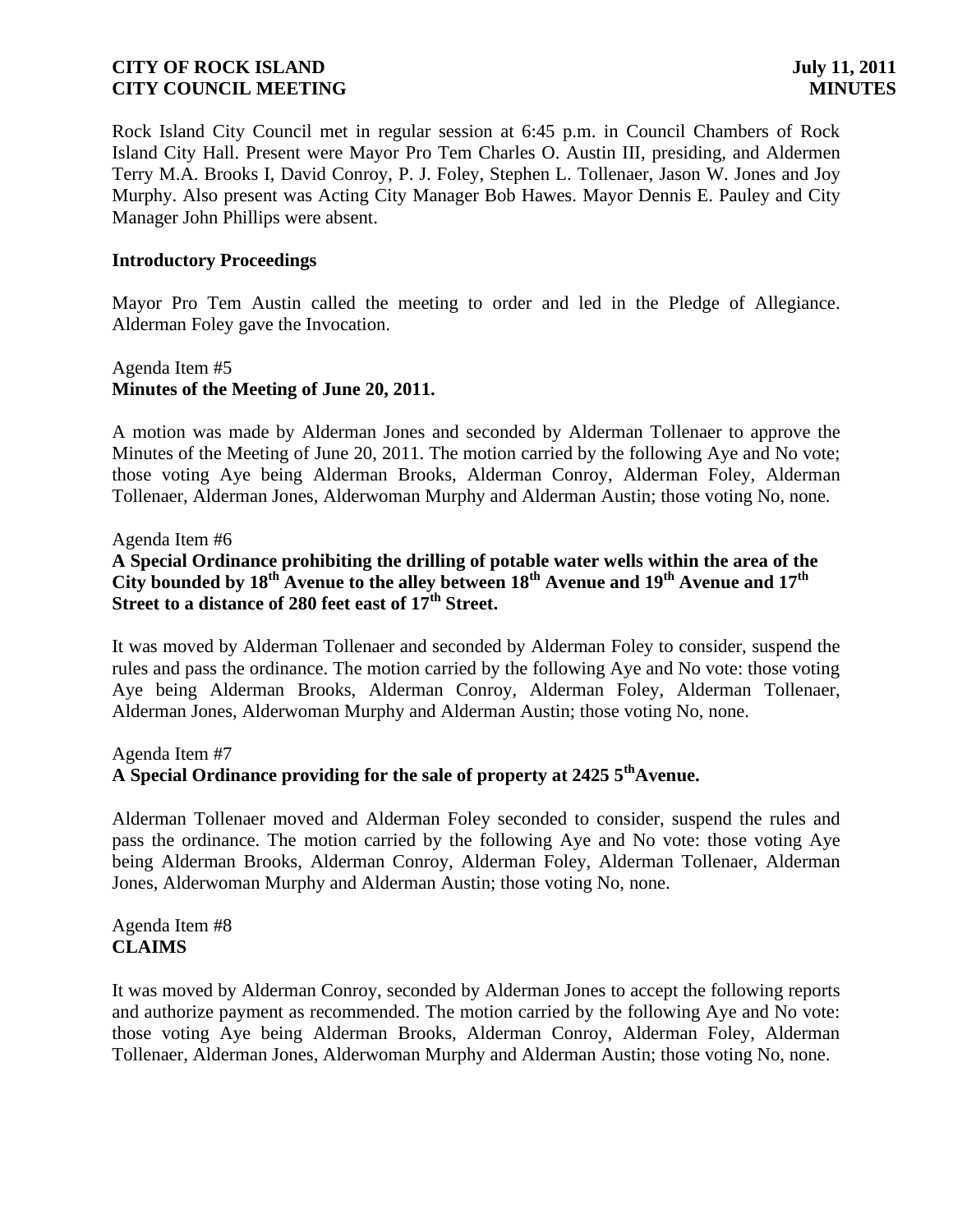Rock Island City Council met in regular session at 6:45 p.m. in Council Chambers of Rock Island City Hall. Present were Mayor Pro Tem Charles O. Austin III, presiding, and Aldermen Terry M.A. Brooks I, David Conroy, P. J. Foley, Stephen L. Tollenaer, Jason W. Jones and Joy Murphy. Also present was Acting City Manager Bob Hawes. Mayor Dennis E. Pauley and City Manager John Phillips were absent.

**Introductory Proceedings**

Mayor Pro Tem Austin called the meeting to order and led in the Pledge of Allegiance. Alderman Foley gave the Invocation.

Agenda Item #5
**Minutes of the Meeting of June 20, 2011.**

A motion was made by Alderman Jones and seconded by Alderman Tollenaer to approve the Minutes of the Meeting of June 20, 2011. The motion carried by the following Aye and No vote; those voting Aye being Alderman Brooks, Alderman Conroy, Alderman Foley, Alderman Tollenaer, Alderman Jones, Alderwoman Murphy and Alderman Austin; those voting No, none.

Agenda Item #6
**A Special Ordinance prohibiting the drilling of potable water wells within the area of the City bounded by 18th Avenue to the alley between 18th Avenue and 19th Avenue and 17th Street to a distance of 280 feet east of 17th Street.**

It was moved by Alderman Tollenaer and seconded by Alderman Foley to consider, suspend the rules and pass the ordinance. The motion carried by the following Aye and No vote: those voting Aye being Alderman Brooks, Alderman Conroy, Alderman Foley, Alderman Tollenaer, Alderman Jones, Alderwoman Murphy and Alderman Austin; those voting No, none.

Agenda Item #7
**A Special Ordinance providing for the sale of property at 2425 5th Avenue.**

Alderman Tollenaer moved and Alderman Foley seconded to consider, suspend the rules and pass the ordinance. The motion carried by the following Aye and No vote: those voting Aye being Alderman Brooks, Alderman Conroy, Alderman Foley, Alderman Tollenaer, Alderman Jones, Alderwoman Murphy and Alderman Austin; those voting No, none.

Agenda Item #8
**CLAIMS**

It was moved by Alderman Conroy, seconded by Alderman Jones to accept the following reports and authorize payment as recommended. The motion carried by the following Aye and No vote: those voting Aye being Alderman Brooks, Alderman Conroy, Alderman Foley, Alderman Tollenaer, Alderman Jones, Alderwoman Murphy and Alderman Austin; those voting No, none.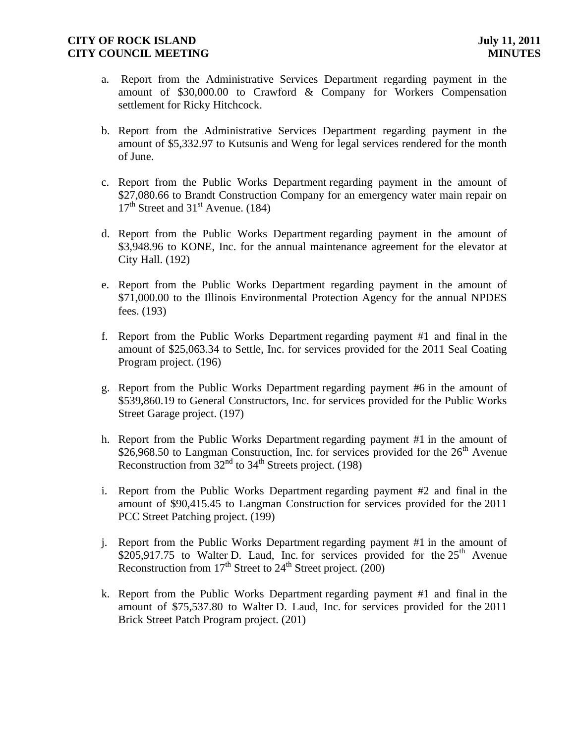a. Report from the Administrative Services Department regarding payment in the amount of $30,000.00 to Crawford & Company for Workers Compensation settlement for Ricky Hitchcock.

b. Report from the Administrative Services Department regarding payment in the amount of $5,332.97 to Kutsunis and Weng for legal services rendered for the month of June.

c. Report from the Public Works Department regarding payment in the amount of $27,080.66 to Brandt Construction Company for an emergency water main repair on 17th Street and 31st Avenue. (184)

d. Report from the Public Works Department regarding payment in the amount of $3,948.96 to KONE, Inc. for the annual maintenance agreement for the elevator at City Hall. (192)

e. Report from the Public Works Department regarding payment in the amount of $71,000.00 to the Illinois Environmental Protection Agency for the annual NPDES fees. (193)

f. Report from the Public Works Department regarding payment #1 and final in the amount of $25,063.34 to Settle, Inc. for services provided for the 2011 Seal Coating Program project. (196)

g. Report from the Public Works Department regarding payment #6 in the amount of $539,860.19 to General Constructors, Inc. for services provided for the Public Works Street Garage project. (197)

h. Report from the Public Works Department regarding payment #1 in the amount of $26,968.50 to Langman Construction, Inc. for services provided for the 26th Avenue Reconstruction from 32nd to 34th Streets project. (198)

i. Report from the Public Works Department regarding payment #2 and final in the amount of $90,415.45 to Langman Construction for services provided for the 2011 PCC Street Patching project. (199)

j. Report from the Public Works Department regarding payment #1 in the amount of $205,917.75 to Walter D. Laud, Inc. for services provided for the 25th Avenue Reconstruction from 17th Street to 24th Street project. (200)

k. Report from the Public Works Department regarding payment #1 and final in the amount of $75,537.80 to Walter D. Laud, Inc. for services provided for the 2011 Brick Street Patch Program project. (201)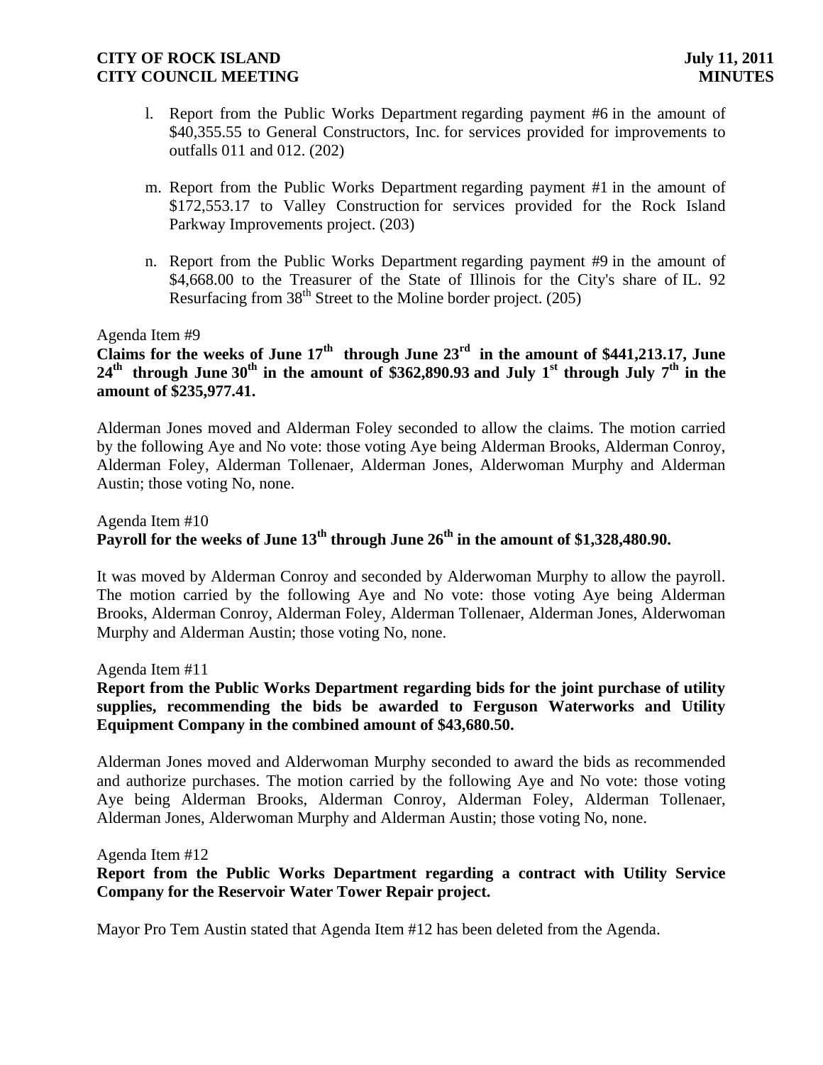l. Report from the Public Works Department regarding payment #6 in the amount of $40,355.55 to General Constructors, Inc. for services provided for improvements to outfalls 011 and 012. (202)

m. Report from the Public Works Department regarding payment #1 in the amount of $172,553.17 to Valley Construction for services provided for the Rock Island Parkway Improvements project. (203)

n. Report from the Public Works Department regarding payment #9 in the amount of $4,668.00 to the Treasurer of the State of Illinois for the City's share of IL. 92 Resurfacing from 38th Street to the Moline border project. (205)

Agenda Item #9

**Claims for the weeks of June 17th through June 23rd in the amount of $441,213.17, June 24th through June 30th in the amount of $362,890.93 and July 1st through July 7th in the amount of $235,977.41.**

Alderman Jones moved and Alderman Foley seconded to allow the claims. The motion carried by the following Aye and No vote: those voting Aye being Alderman Brooks, Alderman Conroy, Alderman Foley, Alderman Tollenaer, Alderman Jones, Alderwoman Murphy and Alderman Austin; those voting No, none.

Agenda Item #10

**Payroll for the weeks of June 13th through June 26th in the amount of $1,328,480.90.**

It was moved by Alderman Conroy and seconded by Alderwoman Murphy to allow the payroll. The motion carried by the following Aye and No vote: those voting Aye being Alderman Brooks, Alderman Conroy, Alderman Foley, Alderman Tollenaer, Alderman Jones, Alderwoman Murphy and Alderman Austin; those voting No, none.

Agenda Item #11

**Report from the Public Works Department regarding bids for the joint purchase of utility supplies, recommending the bids be awarded to Ferguson Waterworks and Utility Equipment Company in the combined amount of $43,680.50.**

Alderman Jones moved and Alderwoman Murphy seconded to award the bids as recommended and authorize purchases. The motion carried by the following Aye and No vote: those voting Aye being Alderman Brooks, Alderman Conroy, Alderman Foley, Alderman Tollenaer, Alderman Jones, Alderwoman Murphy and Alderman Austin; those voting No, none.

Agenda Item #12

**Report from the Public Works Department regarding a contract with Utility Service Company for the Reservoir Water Tower Repair project.**

Mayor Pro Tem Austin stated that Agenda Item #12 has been deleted from the Agenda.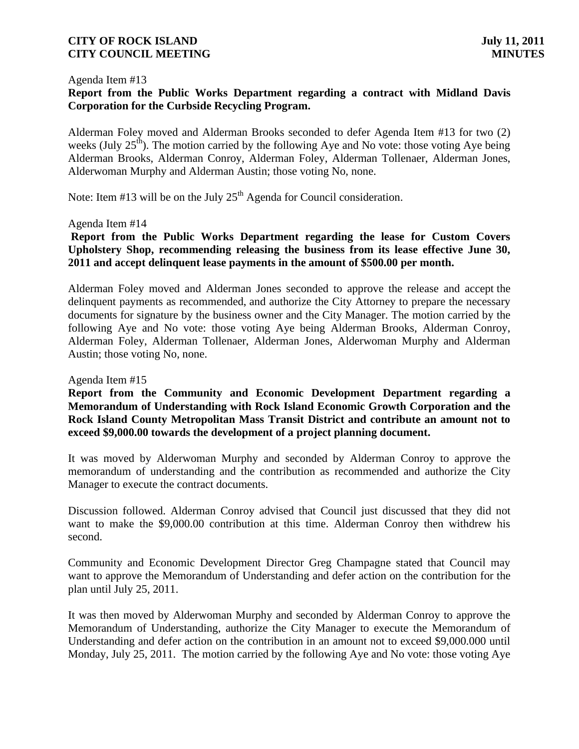Agenda Item #13

**Report from the Public Works Department regarding a contract with Midland Davis Corporation for the Curbside Recycling Program.**

Alderman Foley moved and Alderman Brooks seconded to defer Agenda Item #13 for two (2) weeks (July 25$^{th}$). The motion carried by the following Aye and No vote: those voting Aye being Alderman Brooks, Alderman Conroy, Alderman Foley, Alderman Tollenaer, Alderman Jones, Alderwoman Murphy and Alderman Austin; those voting No, none.

Note: Item #13 will be on the July 25$^{th}$ Agenda for Council consideration.

Agenda Item #14

**Report from the Public Works Department regarding the lease for Custom Covers Upholstery Shop, recommending releasing the business from its lease effective June 30, 2011 and accept delinquent lease payments in the amount of $500.00 per month.**

Alderman Foley moved and Alderman Jones seconded to approve the release and accept the delinquent payments as recommended, and authorize the City Attorney to prepare the necessary documents for signature by the business owner and the City Manager. The motion carried by the following Aye and No vote: those voting Aye being Alderman Brooks, Alderman Conroy, Alderman Foley, Alderman Tollenaer, Alderman Jones, Alderwoman Murphy and Alderman Austin; those voting No, none.

Agenda Item #15

**Report from the Community and Economic Development Department regarding a Memorandum of Understanding with Rock Island Economic Growth Corporation and the Rock Island County Metropolitan Mass Transit District and contribute an amount not to exceed $9,000.00 towards the development of a project planning document.**

It was moved by Alderwoman Murphy and seconded by Alderman Conroy to approve the memorandum of understanding and the contribution as recommended and authorize the City Manager to execute the contract documents.

Discussion followed. Alderman Conroy advised that Council just discussed that they did not want to make the $9,000.00 contribution at this time. Alderman Conroy then withdrew his second.

Community and Economic Development Director Greg Champagne stated that Council may want to approve the Memorandum of Understanding and defer action on the contribution for the plan until July 25, 2011.

It was then moved by Alderwoman Murphy and seconded by Alderman Conroy to approve the Memorandum of Understanding, authorize the City Manager to execute the Memorandum of Understanding and defer action on the contribution in an amount not to exceed $9,000.000 until Monday, July 25, 2011. The motion carried by the following Aye and No vote: those voting Aye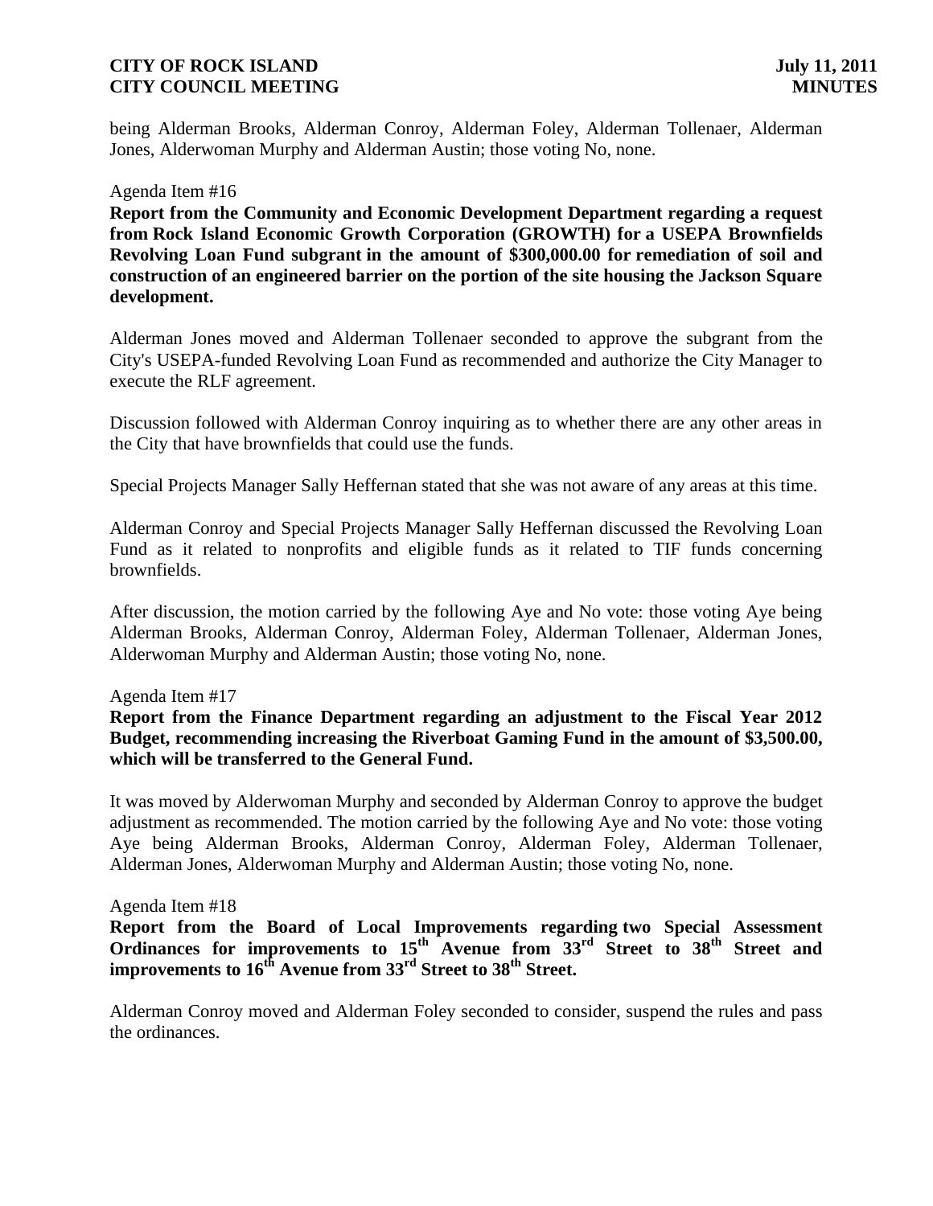being Alderman Brooks, Alderman Conroy, Alderman Foley, Alderman Tollenaer, Alderman Jones, Alderwoman Murphy and Alderman Austin; those voting No, none.

Agenda Item #16

**Report from the Community and Economic Development Department regarding a request from Rock Island Economic Growth Corporation (GROWTH) for a USEPA Brownfields Revolving Loan Fund subgrant in the amount of $300,000.00 for remediation of soil and construction of an engineered barrier on the portion of the site housing the Jackson Square development.**

Alderman Jones moved and Alderman Tollenaer seconded to approve the subgrant from the City's USEPA-funded Revolving Loan Fund as recommended and authorize the City Manager to execute the RLF agreement.

Discussion followed with Alderman Conroy inquiring as to whether there are any other areas in the City that have brownfields that could use the funds.

Special Projects Manager Sally Heffernan stated that she was not aware of any areas at this time.

Alderman Conroy and Special Projects Manager Sally Heffernan discussed the Revolving Loan Fund as it related to nonprofits and eligible funds as it related to TIF funds concerning brownfields.

After discussion, the motion carried by the following Aye and No vote: those voting Aye being Alderman Brooks, Alderman Conroy, Alderman Foley, Alderman Tollenaer, Alderman Jones, Alderwoman Murphy and Alderman Austin; those voting No, none.

Agenda Item #17

**Report from the Finance Department regarding an adjustment to the Fiscal Year 2012 Budget, recommending increasing the Riverboat Gaming Fund in the amount of $3,500.00, which will be transferred to the General Fund.**

It was moved by Alderwoman Murphy and seconded by Alderman Conroy to approve the budget adjustment as recommended. The motion carried by the following Aye and No vote: those voting Aye being Alderman Brooks, Alderman Conroy, Alderman Foley, Alderman Tollenaer, Alderman Jones, Alderwoman Murphy and Alderman Austin; those voting No, none.

Agenda Item #18

**Report from the Board of Local Improvements regarding two Special Assessment Ordinances for improvements to 15th Avenue from 33rd Street to 38th Street and improvements to 16th Avenue from 33rd Street to 38th Street.**

Alderman Conroy moved and Alderman Foley seconded to consider, suspend the rules and pass the ordinances.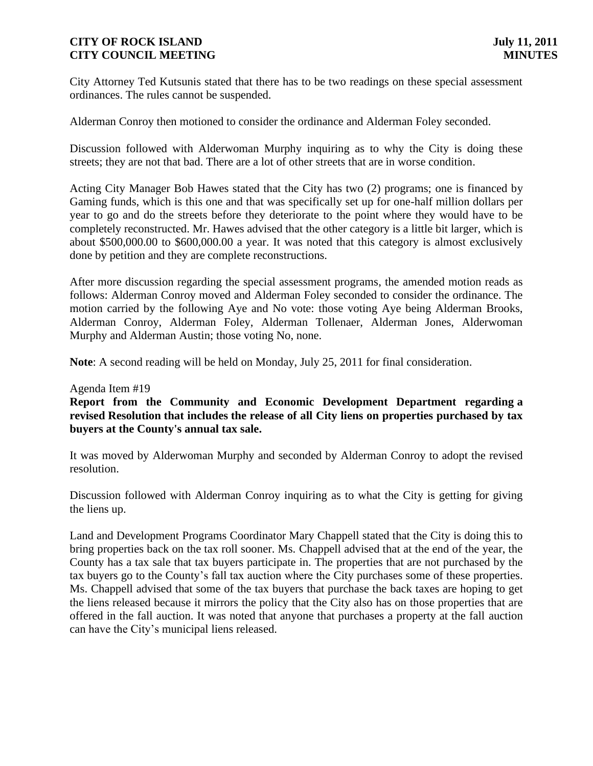City Attorney Ted Kutsunis stated that there has to be two readings on these special assessment ordinances. The rules cannot be suspended.

Alderman Conroy then motioned to consider the ordinance and Alderman Foley seconded.

Discussion followed with Alderwoman Murphy inquiring as to why the City is doing these streets; they are not that bad. There are a lot of other streets that are in worse condition.

Acting City Manager Bob Hawes stated that the City has two (2) programs; one is financed by Gaming funds, which is this one and that was specifically set up for one-half million dollars per year to go and do the streets before they deteriorate to the point where they would have to be completely reconstructed. Mr. Hawes advised that the other category is a little bit larger, which is about $500,000.00 to $600,000.00 a year. It was noted that this category is almost exclusively done by petition and they are complete reconstructions.

After more discussion regarding the special assessment programs, the amended motion reads as follows: Alderman Conroy moved and Alderman Foley seconded to consider the ordinance. The motion carried by the following Aye and No vote: those voting Aye being Alderman Brooks, Alderman Conroy, Alderman Foley, Alderman Tollenaer, Alderman Jones, Alderwoman Murphy and Alderman Austin; those voting No, none.

**Note**: A second reading will be held on Monday, July 25, 2011 for final consideration.

Agenda Item #19

**Report from the Community and Economic Development Department regarding a revised Resolution that includes the release of all City liens on properties purchased by tax buyers at the County's annual tax sale.**

It was moved by Alderwoman Murphy and seconded by Alderman Conroy to adopt the revised resolution.

Discussion followed with Alderman Conroy inquiring as to what the City is getting for giving the liens up.

Land and Development Programs Coordinator Mary Chappell stated that the City is doing this to bring properties back on the tax roll sooner. Ms. Chappell advised that at the end of the year, the County has a tax sale that tax buyers participate in. The properties that are not purchased by the tax buyers go to the County's fall tax auction where the City purchases some of these properties. Ms. Chappell advised that some of the tax buyers that purchase the back taxes are hoping to get the liens released because it mirrors the policy that the City also has on those properties that are offered in the fall auction. It was noted that anyone that purchases a property at the fall auction can have the City's municipal liens released.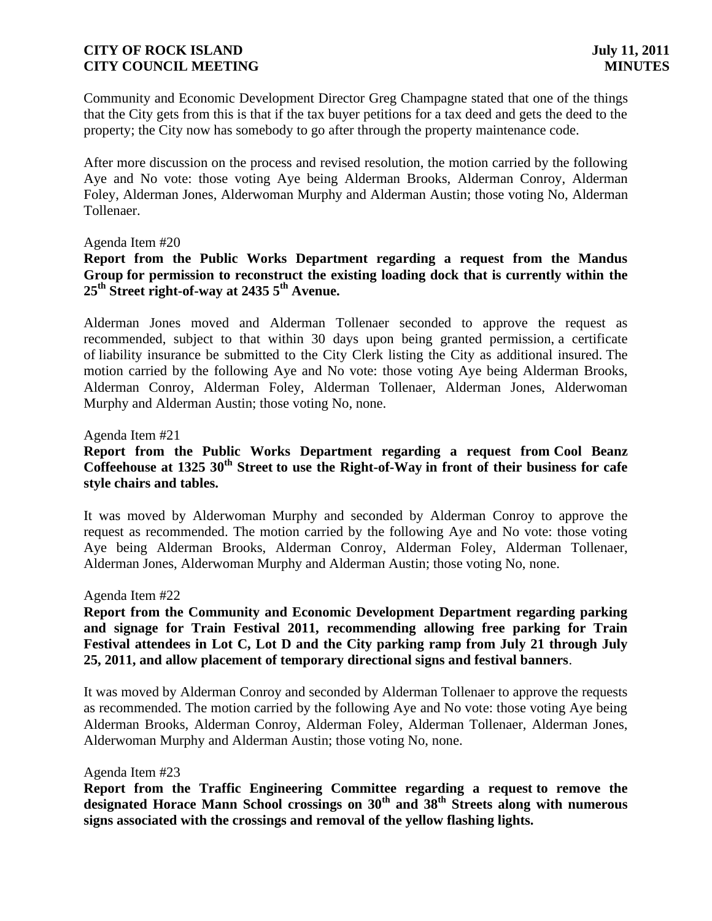Community and Economic Development Director Greg Champagne stated that one of the things that the City gets from this is that if the tax buyer petitions for a tax deed and gets the deed to the property; the City now has somebody to go after through the property maintenance code.

After more discussion on the process and revised resolution, the motion carried by the following Aye and No vote: those voting Aye being Alderman Brooks, Alderman Conroy, Alderman Foley, Alderman Jones, Alderwoman Murphy and Alderman Austin; those voting No, Alderman Tollenaer.

Agenda Item #20

**Report from the Public Works Department regarding a request from the Mandus Group for permission to reconstruct the existing loading dock that is currently within the 25th Street right-of-way at 2435 5th Avenue.**

Alderman Jones moved and Alderman Tollenaer seconded to approve the request as recommended, subject to that within 30 days upon being granted permission, a certificate of liability insurance be submitted to the City Clerk listing the City as additional insured. The motion carried by the following Aye and No vote: those voting Aye being Alderman Brooks, Alderman Conroy, Alderman Foley, Alderman Tollenaer, Alderman Jones, Alderwoman Murphy and Alderman Austin; those voting No, none.

Agenda Item #21

**Report from the Public Works Department regarding a request from Cool Beanz Coffeehouse at 1325 30th Street to use the Right-of-Way in front of their business for cafe style chairs and tables.**

It was moved by Alderwoman Murphy and seconded by Alderman Conroy to approve the request as recommended. The motion carried by the following Aye and No vote: those voting Aye being Alderman Brooks, Alderman Conroy, Alderman Foley, Alderman Tollenaer, Alderman Jones, Alderwoman Murphy and Alderman Austin; those voting No, none.

Agenda Item #22

**Report from the Community and Economic Development Department regarding parking and signage for Train Festival 2011, recommending allowing free parking for Train Festival attendees in Lot C, Lot D and the City parking ramp from July 21 through July 25, 2011, and allow placement of temporary directional signs and festival banners**.

It was moved by Alderman Conroy and seconded by Alderman Tollenaer to approve the requests as recommended. The motion carried by the following Aye and No vote: those voting Aye being Alderman Brooks, Alderman Conroy, Alderman Foley, Alderman Tollenaer, Alderman Jones, Alderwoman Murphy and Alderman Austin; those voting No, none.

Agenda Item #23

**Report from the Traffic Engineering Committee regarding a request to remove the designated Horace Mann School crossings on 30th and 38th Streets along with numerous signs associated with the crossings and removal of the yellow flashing lights.**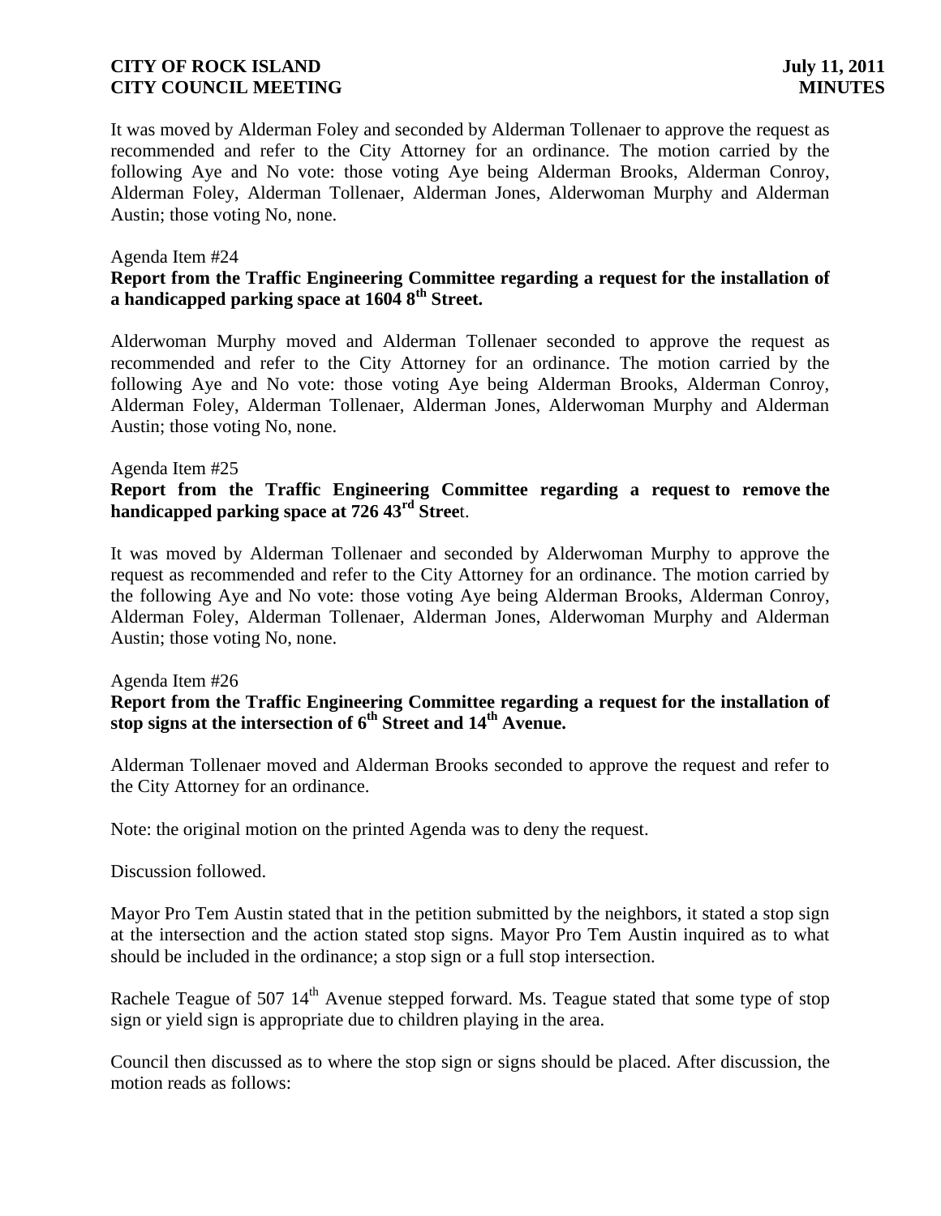It was moved by Alderman Foley and seconded by Alderman Tollenaer to approve the request as recommended and refer to the City Attorney for an ordinance. The motion carried by the following Aye and No vote: those voting Aye being Alderman Brooks, Alderman Conroy, Alderman Foley, Alderman Tollenaer, Alderman Jones, Alderwoman Murphy and Alderman Austin; those voting No, none.

Agenda Item #24

**Report from the Traffic Engineering Committee regarding a request for the installation of a handicapped parking space at 1604 8th Street.**

Alderwoman Murphy moved and Alderman Tollenaer seconded to approve the request as recommended and refer to the City Attorney for an ordinance. The motion carried by the following Aye and No vote: those voting Aye being Alderman Brooks, Alderman Conroy, Alderman Foley, Alderman Tollenaer, Alderman Jones, Alderwoman Murphy and Alderman Austin; those voting No, none.

Agenda Item #25

**Report from the Traffic Engineering Committee regarding a request to remove the handicapped parking space at 726 43rd Street.**

It was moved by Alderman Tollenaer and seconded by Alderwoman Murphy to approve the request as recommended and refer to the City Attorney for an ordinance. The motion carried by the following Aye and No vote: those voting Aye being Alderman Brooks, Alderman Conroy, Alderman Foley, Alderman Tollenaer, Alderman Jones, Alderwoman Murphy and Alderman Austin; those voting No, none.

Agenda Item #26

**Report from the Traffic Engineering Committee regarding a request for the installation of stop signs at the intersection of 6th Street and 14th Avenue.**

Alderman Tollenaer moved and Alderman Brooks seconded to approve the request and refer to the City Attorney for an ordinance.

Note: the original motion on the printed Agenda was to deny the request.

Discussion followed.

Mayor Pro Tem Austin stated that in the petition submitted by the neighbors, it stated a stop sign at the intersection and the action stated stop signs. Mayor Pro Tem Austin inquired as to what should be included in the ordinance; a stop sign or a full stop intersection.

Rachele Teague of 507 14th Avenue stepped forward. Ms. Teague stated that some type of stop sign or yield sign is appropriate due to children playing in the area.

Council then discussed as to where the stop sign or signs should be placed. After discussion, the motion reads as follows: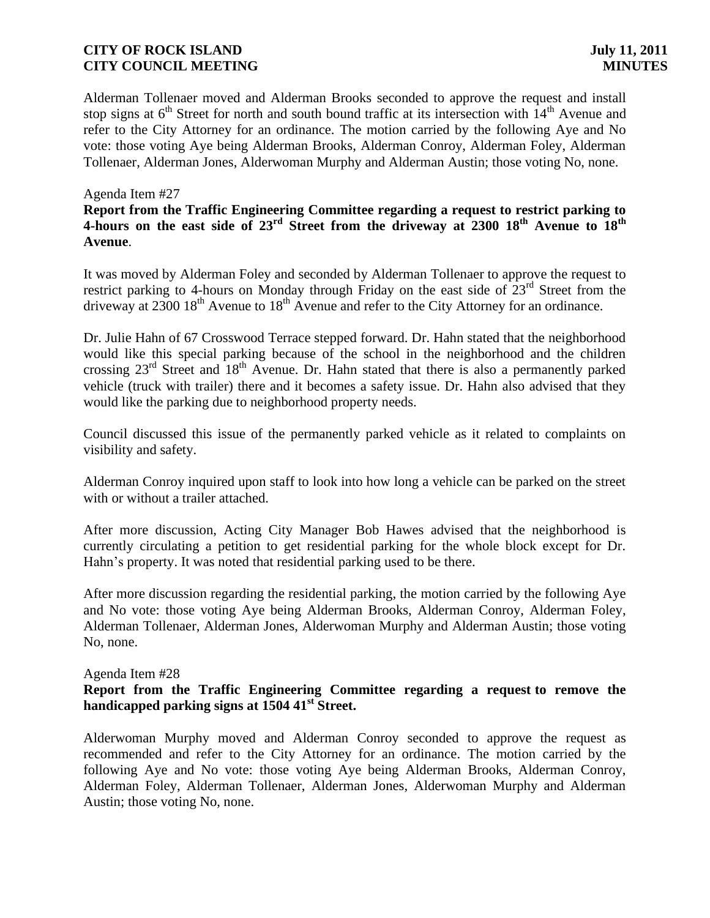Alderman Tollenaer moved and Alderman Brooks seconded to approve the request and install stop signs at 6th Street for north and south bound traffic at its intersection with 14th Avenue and refer to the City Attorney for an ordinance. The motion carried by the following Aye and No vote: those voting Aye being Alderman Brooks, Alderman Conroy, Alderman Foley, Alderman Tollenaer, Alderman Jones, Alderwoman Murphy and Alderman Austin; those voting No, none.

Agenda Item #27

**Report from the Traffic Engineering Committee regarding a request to restrict parking to 4-hours on the east side of 23rd Street from the driveway at 2300 18th Avenue to 18th Avenue**.

It was moved by Alderman Foley and seconded by Alderman Tollenaer to approve the request to restrict parking to 4-hours on Monday through Friday on the east side of 23rd Street from the driveway at 2300 18th Avenue to 18th Avenue and refer to the City Attorney for an ordinance.

Dr. Julie Hahn of 67 Crosswood Terrace stepped forward. Dr. Hahn stated that the neighborhood would like this special parking because of the school in the neighborhood and the children crossing 23rd Street and 18th Avenue. Dr. Hahn stated that there is also a permanently parked vehicle (truck with trailer) there and it becomes a safety issue. Dr. Hahn also advised that they would like the parking due to neighborhood property needs.

Council discussed this issue of the permanently parked vehicle as it related to complaints on visibility and safety.

Alderman Conroy inquired upon staff to look into how long a vehicle can be parked on the street with or without a trailer attached.

After more discussion, Acting City Manager Bob Hawes advised that the neighborhood is currently circulating a petition to get residential parking for the whole block except for Dr. Hahn's property. It was noted that residential parking used to be there.

After more discussion regarding the residential parking, the motion carried by the following Aye and No vote: those voting Aye being Alderman Brooks, Alderman Conroy, Alderman Foley, Alderman Tollenaer, Alderman Jones, Alderwoman Murphy and Alderman Austin; those voting No, none.

Agenda Item #28

**Report from the Traffic Engineering Committee regarding a request to remove the handicapped parking signs at 1504 41st Street.**

Alderwoman Murphy moved and Alderman Conroy seconded to approve the request as recommended and refer to the City Attorney for an ordinance. The motion carried by the following Aye and No vote: those voting Aye being Alderman Brooks, Alderman Conroy, Alderman Foley, Alderman Tollenaer, Alderman Jones, Alderwoman Murphy and Alderman Austin; those voting No, none.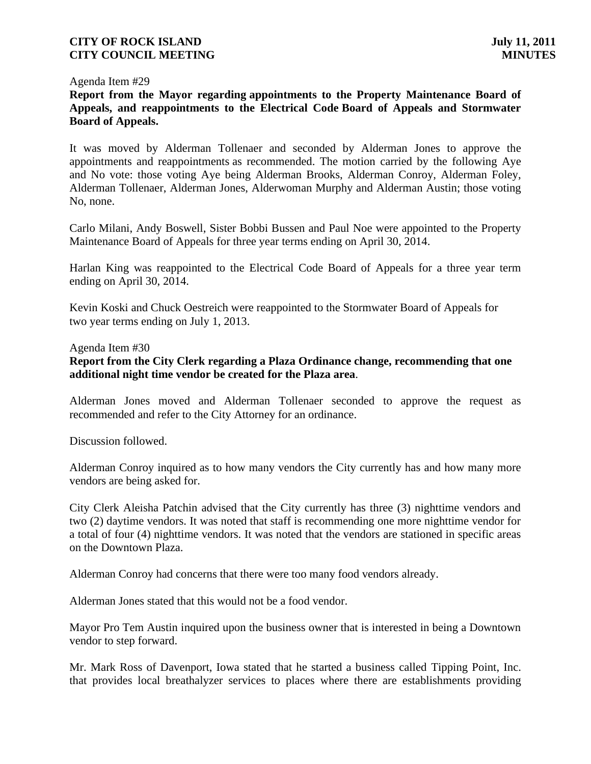Agenda Item #29

**Report from the Mayor regarding appointments to the Property Maintenance Board of Appeals, and reappointments to the Electrical Code Board of Appeals and Stormwater Board of Appeals.**

It was moved by Alderman Tollenaer and seconded by Alderman Jones to approve the appointments and reappointments as recommended. The motion carried by the following Aye and No vote: those voting Aye being Alderman Brooks, Alderman Conroy, Alderman Foley, Alderman Tollenaer, Alderman Jones, Alderwoman Murphy and Alderman Austin; those voting No, none.

Carlo Milani, Andy Boswell, Sister Bobbi Bussen and Paul Noe were appointed to the Property Maintenance Board of Appeals for three year terms ending on April 30, 2014.

Harlan King was reappointed to the Electrical Code Board of Appeals for a three year term ending on April 30, 2014.

Kevin Koski and Chuck Oestreich were reappointed to the Stormwater Board of Appeals for two year terms ending on July 1, 2013.

Agenda Item #30

**Report from the City Clerk regarding a Plaza Ordinance change, recommending that one additional night time vendor be created for the Plaza area**.

Alderman Jones moved and Alderman Tollenaer seconded to approve the request as recommended and refer to the City Attorney for an ordinance.

Discussion followed.

Alderman Conroy inquired as to how many vendors the City currently has and how many more vendors are being asked for.

City Clerk Aleisha Patchin advised that the City currently has three (3) nighttime vendors and two (2) daytime vendors. It was noted that staff is recommending one more nighttime vendor for a total of four (4) nighttime vendors. It was noted that the vendors are stationed in specific areas on the Downtown Plaza.

Alderman Conroy had concerns that there were too many food vendors already.

Alderman Jones stated that this would not be a food vendor.

Mayor Pro Tem Austin inquired upon the business owner that is interested in being a Downtown vendor to step forward.

Mr. Mark Ross of Davenport, Iowa stated that he started a business called Tipping Point, Inc. that provides local breathalyzer services to places where there are establishments providing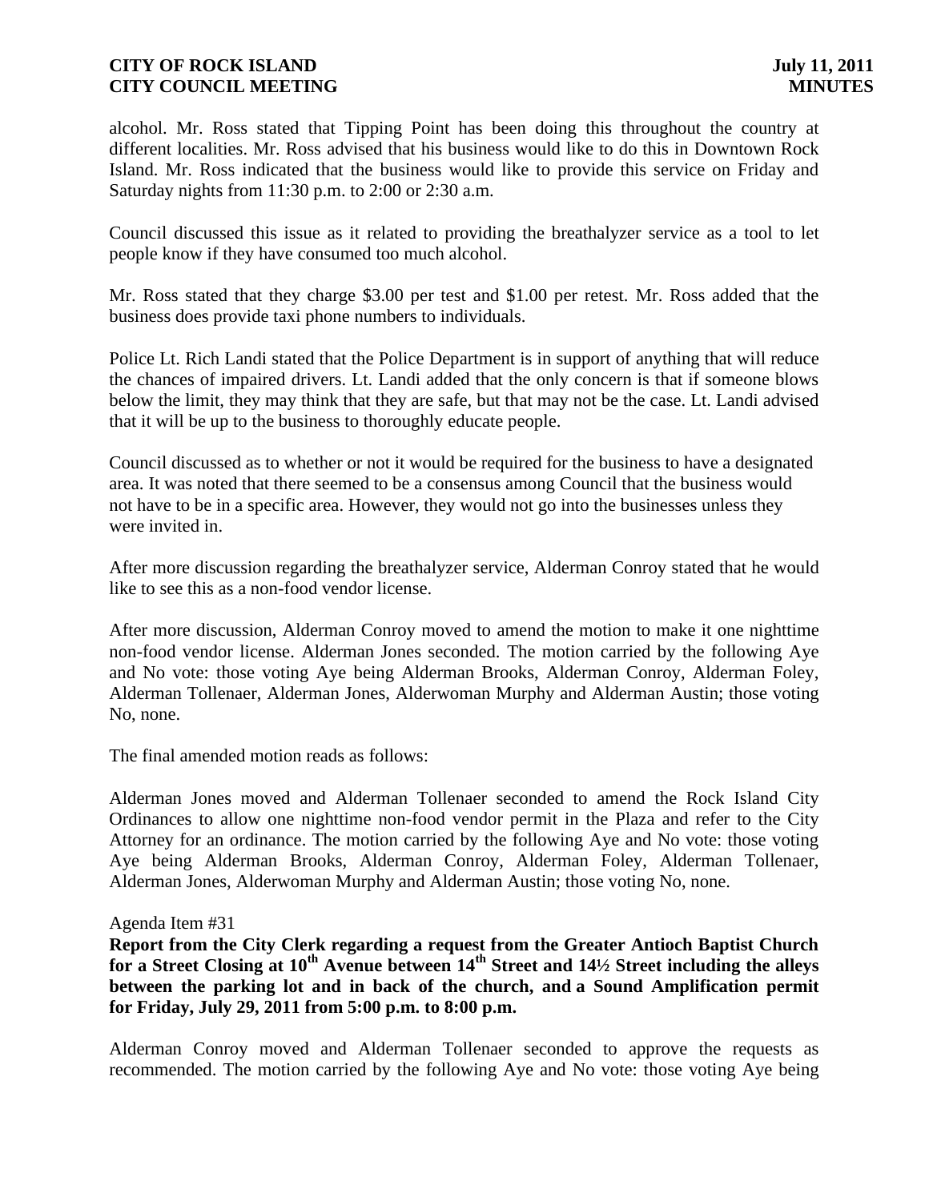alcohol. Mr. Ross stated that Tipping Point has been doing this throughout the country at different localities. Mr. Ross advised that his business would like to do this in Downtown Rock Island. Mr. Ross indicated that the business would like to provide this service on Friday and Saturday nights from 11:30 p.m. to 2:00 or 2:30 a.m.

Council discussed this issue as it related to providing the breathalyzer service as a tool to let people know if they have consumed too much alcohol.

Mr. Ross stated that they charge $3.00 per test and $1.00 per retest. Mr. Ross added that the business does provide taxi phone numbers to individuals.

Police Lt. Rich Landi stated that the Police Department is in support of anything that will reduce the chances of impaired drivers. Lt. Landi added that the only concern is that if someone blows below the limit, they may think that they are safe, but that may not be the case. Lt. Landi advised that it will be up to the business to thoroughly educate people.

Council discussed as to whether or not it would be required for the business to have a designated area. It was noted that there seemed to be a consensus among Council that the business would not have to be in a specific area. However, they would not go into the businesses unless they were invited in.

After more discussion regarding the breathalyzer service, Alderman Conroy stated that he would like to see this as a non-food vendor license.

After more discussion, Alderman Conroy moved to amend the motion to make it one nighttime non-food vendor license. Alderman Jones seconded. The motion carried by the following Aye and No vote: those voting Aye being Alderman Brooks, Alderman Conroy, Alderman Foley, Alderman Tollenaer, Alderman Jones, Alderwoman Murphy and Alderman Austin; those voting No, none.

The final amended motion reads as follows:

Alderman Jones moved and Alderman Tollenaer seconded to amend the Rock Island City Ordinances to allow one nighttime non-food vendor permit in the Plaza and refer to the City Attorney for an ordinance. The motion carried by the following Aye and No vote: those voting Aye being Alderman Brooks, Alderman Conroy, Alderman Foley, Alderman Tollenaer, Alderman Jones, Alderwoman Murphy and Alderman Austin; those voting No, none.

Agenda Item #31

**Report from the City Clerk regarding a request from the Greater Antioch Baptist Church for a Street Closing at 10th Avenue between 14th Street and 14½ Street including the alleys between the parking lot and in back of the church, and a Sound Amplification permit for Friday, July 29, 2011 from 5:00 p.m. to 8:00 p.m.**

Alderman Conroy moved and Alderman Tollenaer seconded to approve the requests as recommended. The motion carried by the following Aye and No vote: those voting Aye being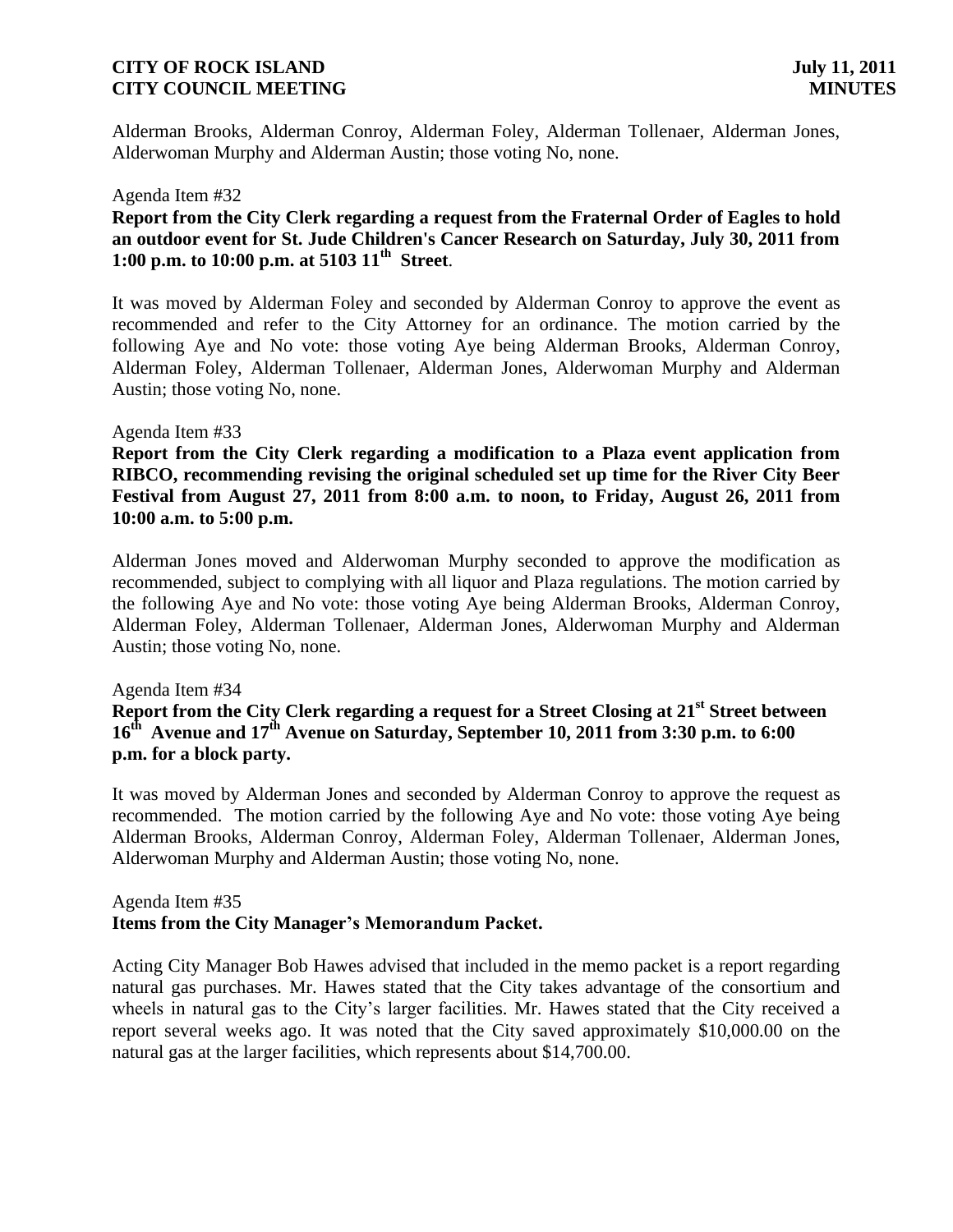Alderman Brooks, Alderman Conroy, Alderman Foley, Alderman Tollenaer, Alderman Jones, Alderwoman Murphy and Alderman Austin; those voting No, none.

Agenda Item #32

**Report from the City Clerk regarding a request from the Fraternal Order of Eagles to hold an outdoor event for St. Jude Children's Cancer Research on Saturday, July 30, 2011 from 1:00 p.m. to 10:00 p.m. at 5103 11th Street**.

It was moved by Alderman Foley and seconded by Alderman Conroy to approve the event as recommended and refer to the City Attorney for an ordinance. The motion carried by the following Aye and No vote: those voting Aye being Alderman Brooks, Alderman Conroy, Alderman Foley, Alderman Tollenaer, Alderman Jones, Alderwoman Murphy and Alderman Austin; those voting No, none.

Agenda Item #33

**Report from the City Clerk regarding a modification to a Plaza event application from RIBCO, recommending revising the original scheduled set up time for the River City Beer Festival from August 27, 2011 from 8:00 a.m. to noon, to Friday, August 26, 2011 from 10:00 a.m. to 5:00 p.m.**

Alderman Jones moved and Alderwoman Murphy seconded to approve the modification as recommended, subject to complying with all liquor and Plaza regulations. The motion carried by the following Aye and No vote: those voting Aye being Alderman Brooks, Alderman Conroy, Alderman Foley, Alderman Tollenaer, Alderman Jones, Alderwoman Murphy and Alderman Austin; those voting No, none.

Agenda Item #34

**Report from the City Clerk regarding a request for a Street Closing at 21st Street between 16th Avenue and 17th Avenue on Saturday, September 10, 2011 from 3:30 p.m. to 6:00 p.m. for a block party.**

It was moved by Alderman Jones and seconded by Alderman Conroy to approve the request as recommended. The motion carried by the following Aye and No vote: those voting Aye being Alderman Brooks, Alderman Conroy, Alderman Foley, Alderman Tollenaer, Alderman Jones, Alderwoman Murphy and Alderman Austin; those voting No, none.

Agenda Item #35

**Items from the City Manager's Memorandum Packet.**

Acting City Manager Bob Hawes advised that included in the memo packet is a report regarding natural gas purchases. Mr. Hawes stated that the City takes advantage of the consortium and wheels in natural gas to the City's larger facilities. Mr. Hawes stated that the City received a report several weeks ago. It was noted that the City saved approximately $10,000.00 on the natural gas at the larger facilities, which represents about $14,700.00.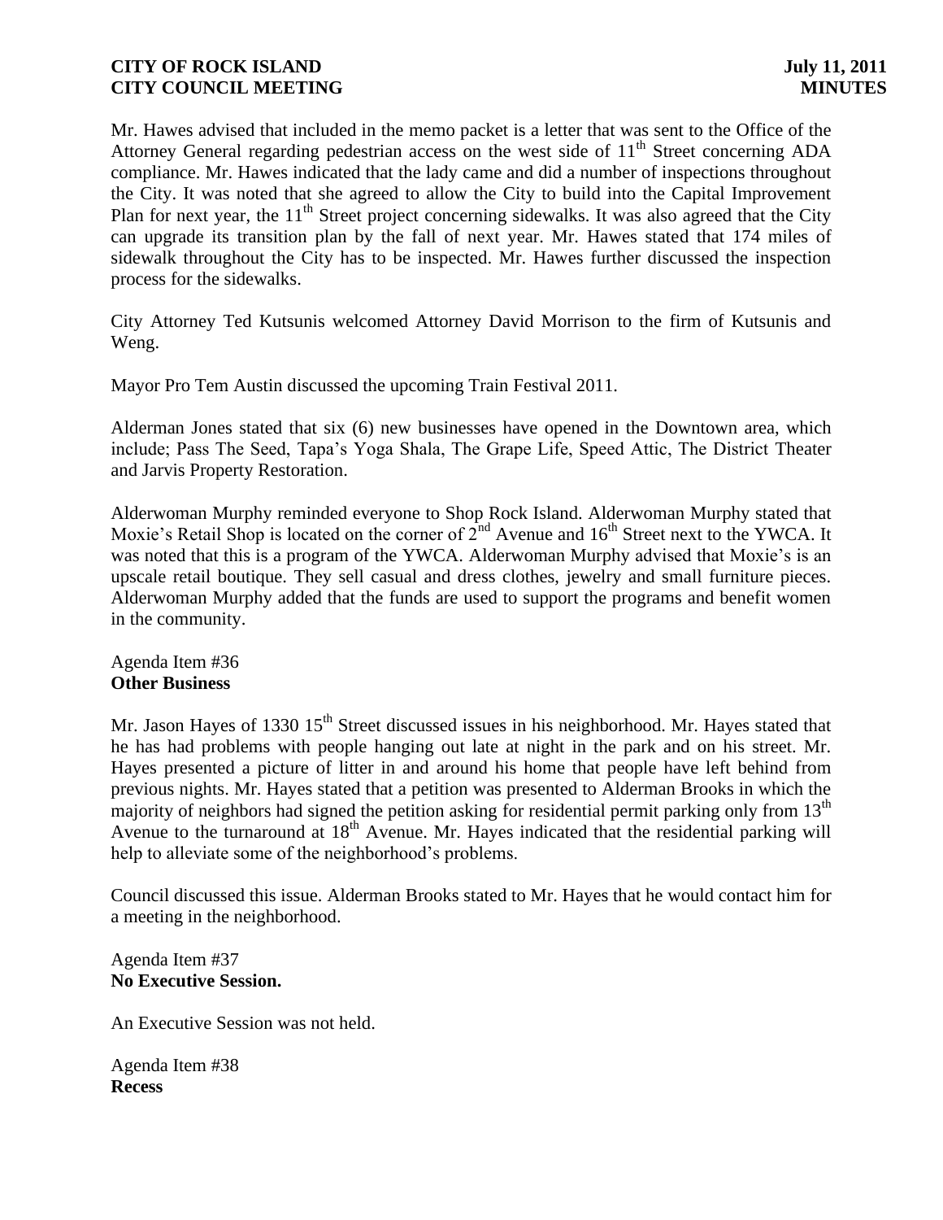Mr. Hawes advised that included in the memo packet is a letter that was sent to the Office of the Attorney General regarding pedestrian access on the west side of 11th Street concerning ADA compliance. Mr. Hawes indicated that the lady came and did a number of inspections throughout the City. It was noted that she agreed to allow the City to build into the Capital Improvement Plan for next year, the 11th Street project concerning sidewalks. It was also agreed that the City can upgrade its transition plan by the fall of next year. Mr. Hawes stated that 174 miles of sidewalk throughout the City has to be inspected. Mr. Hawes further discussed the inspection process for the sidewalks.

City Attorney Ted Kutsunis welcomed Attorney David Morrison to the firm of Kutsunis and Weng.

Mayor Pro Tem Austin discussed the upcoming Train Festival 2011.

Alderman Jones stated that six (6) new businesses have opened in the Downtown area, which include; Pass The Seed, Tapa's Yoga Shala, The Grape Life, Speed Attic, The District Theater and Jarvis Property Restoration.

Alderwoman Murphy reminded everyone to Shop Rock Island. Alderwoman Murphy stated that Moxie's Retail Shop is located on the corner of 2nd Avenue and 16th Street next to the YWCA. It was noted that this is a program of the YWCA. Alderwoman Murphy advised that Moxie's is an upscale retail boutique. They sell casual and dress clothes, jewelry and small furniture pieces. Alderwoman Murphy added that the funds are used to support the programs and benefit women in the community.

Agenda Item #36
**Other Business**

Mr. Jason Hayes of 1330 15th Street discussed issues in his neighborhood. Mr. Hayes stated that he has had problems with people hanging out late at night in the park and on his street. Mr. Hayes presented a picture of litter in and around his home that people have left behind from previous nights. Mr. Hayes stated that a petition was presented to Alderman Brooks in which the majority of neighbors had signed the petition asking for residential permit parking only from 13th Avenue to the turnaround at 18th Avenue. Mr. Hayes indicated that the residential parking will help to alleviate some of the neighborhood's problems.

Council discussed this issue. Alderman Brooks stated to Mr. Hayes that he would contact him for a meeting in the neighborhood.

Agenda Item #37
**No Executive Session.**

An Executive Session was not held.

Agenda Item #38
**Recess**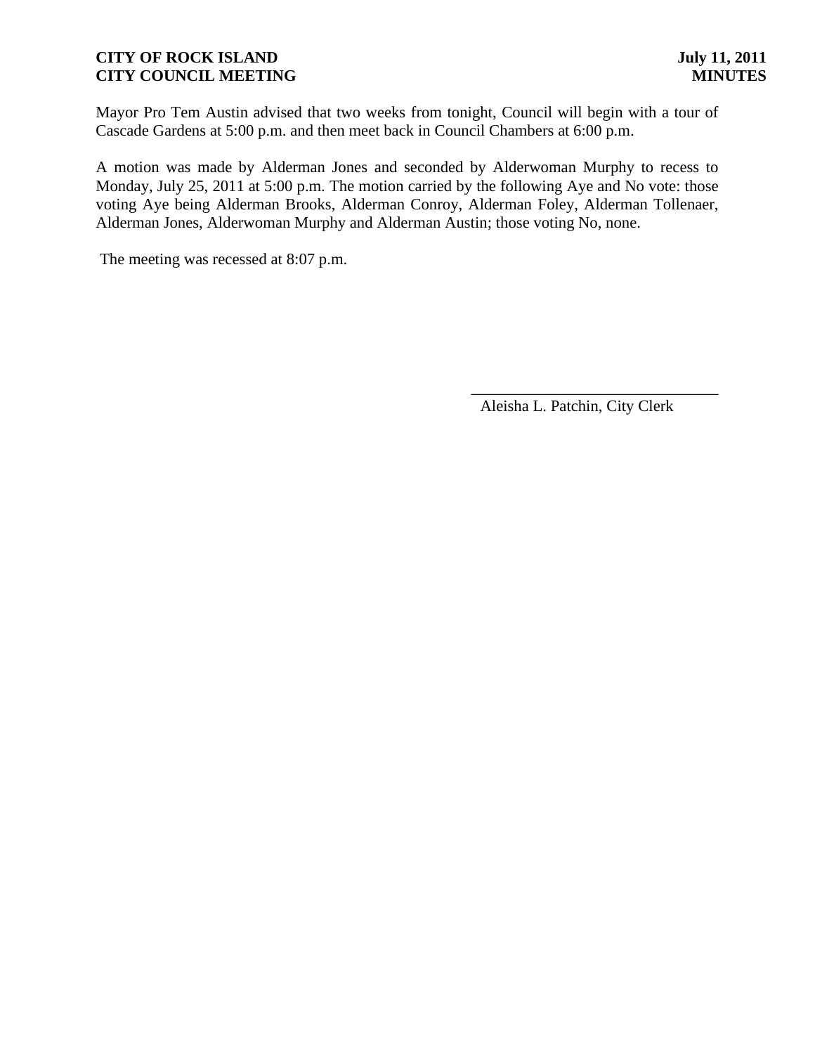Mayor Pro Tem Austin advised that two weeks from tonight, Council will begin with a tour of Cascade Gardens at 5:00 p.m. and then meet back in Council Chambers at 6:00 p.m.

A motion was made by Alderman Jones and seconded by Alderwoman Murphy to recess to Monday, July 25, 2011 at 5:00 p.m. The motion carried by the following Aye and No vote: those voting Aye being Alderman Brooks, Alderman Conroy, Alderman Foley, Alderman Tollenaer, Alderman Jones, Alderwoman Murphy and Alderman Austin; those voting No, none.

The meeting was recessed at 8:07 p.m.

_______________________________

Aleisha L. Patchin, City Clerk